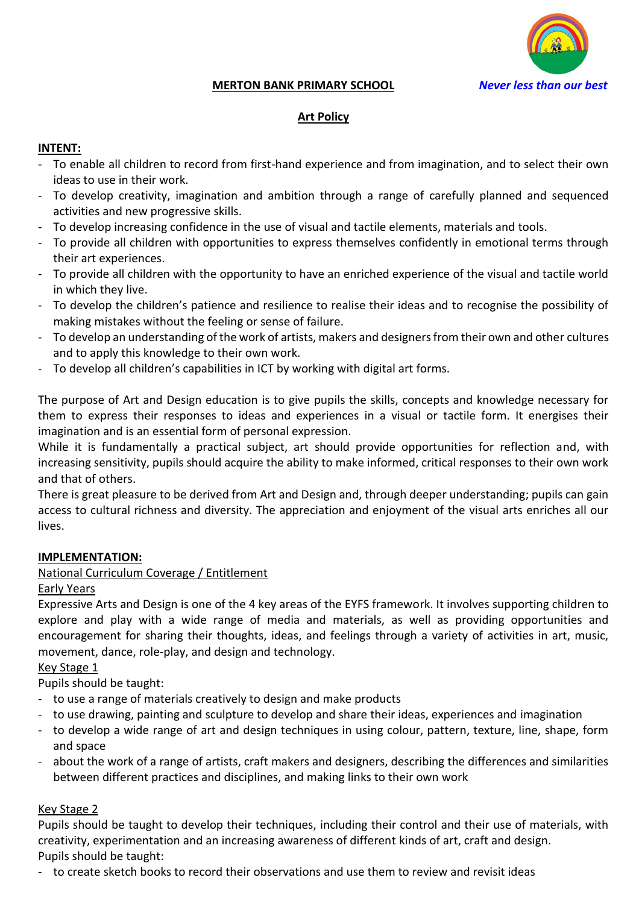**MERTON BANK PRIMARY SCHOOL** *Never less than our best*

# Art Policy

## INTENT:

- To enable all children to record from first-hand experience and from imagination, and to select their own ideas to use in their work.
- To develop creativity, imagination and ambition through a range of carefully planned and sequenced activities and new progressive skills.
- To develop increasing confidence in the use of visual and tactile elements, materials and tools.
- To provide all children with opportunities to express themselves confidently in emotional terms through their art experiences.
- To provide all children with the opportunity to have an enriched experience of the visual and tactile world in which they live.
- To develop the children's patience and resilience to realise their ideas and to recognise the possibility of making mistakes without the feeling or sense of failure.
- To develop an understanding of the work of artists, makers and designers from their own and other cultures and to apply this knowledge to their own work.
- To develop all children's capabilities in ICT by working with digital art forms.

The purpose of Art and Design education is to give pupils the skills, concepts and knowledge necessary for them to express their responses to ideas and experiences in a visual or tactile form. It energises their imagination and is an essential form of personal expression.
While it is fundamentally a practical subject, art should provide opportunities for reflection and, with increasing sensitivity, pupils should acquire the ability to make informed, critical responses to their own work and that of others.
There is great pleasure to be derived from Art and Design and, through deeper understanding; pupils can gain access to cultural richness and diversity. The appreciation and enjoyment of the visual arts enriches all our lives.

## IMPLEMENTATION:

National Curriculum Coverage / Entitlement

Early Years

Expressive Arts and Design is one of the 4 key areas of the EYFS framework. It involves supporting children to explore and play with a wide range of media and materials, as well as providing opportunities and encouragement for sharing their thoughts, ideas, and feelings through a variety of activities in art, music, movement, dance, role-play, and design and technology.

Key Stage 1

Pupils should be taught:

- to use a range of materials creatively to design and make products
- to use drawing, painting and sculpture to develop and share their ideas, experiences and imagination
- to develop a wide range of art and design techniques in using colour, pattern, texture, line, shape, form and space
- about the work of a range of artists, craft makers and designers, describing the differences and similarities between different practices and disciplines, and making links to their own work

Key Stage 2

Pupils should be taught to develop their techniques, including their control and their use of materials, with creativity, experimentation and an increasing awareness of different kinds of art, craft and design.
Pupils should be taught:

- to create sketch books to record their observations and use them to review and revisit ideas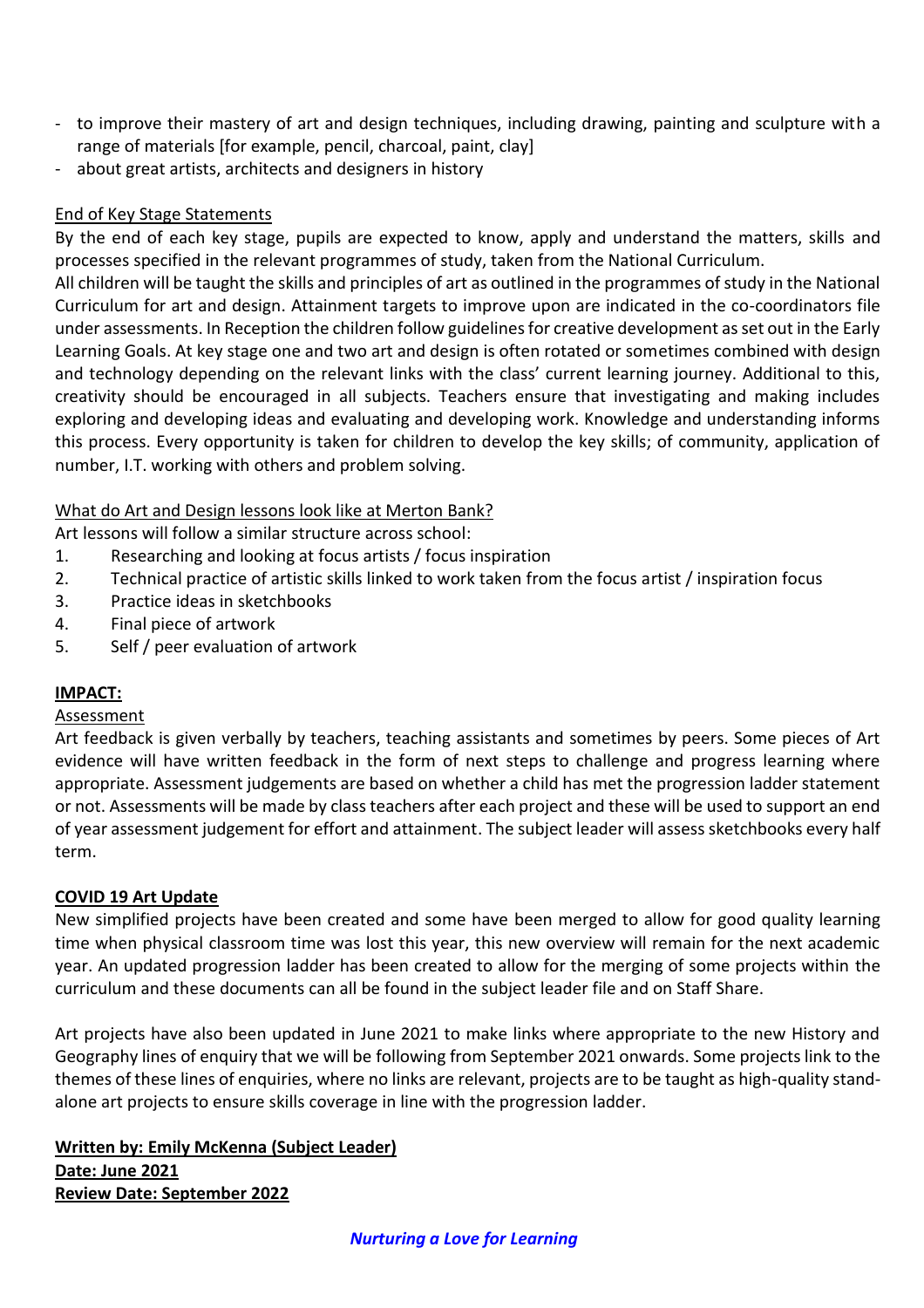- to improve their mastery of art and design techniques, including drawing, painting and sculpture with a range of materials [for example, pencil, charcoal, paint, clay]
- about great artists, architects and designers in history

<u>End of Key Stage Statements</u>

By the end of each key stage, pupils are expected to know, apply and understand the matters, skills and processes specified in the relevant programmes of study, taken from the National Curriculum.

All children will be taught the skills and principles of art as outlined in the programmes of study in the National Curriculum for art and design. Attainment targets to improve upon are indicated in the co-coordinators file under assessments. In Reception the children follow guidelines for creative development as set out in the Early Learning Goals. At key stage one and two art and design is often rotated or sometimes combined with design and technology depending on the relevant links with the class' current learning journey. Additional to this, creativity should be encouraged in all subjects. Teachers ensure that investigating and making includes exploring and developing ideas and evaluating and developing work. Knowledge and understanding informs this process. Every opportunity is taken for children to develop the key skills; of community, application of number, I.T. working with others and problem solving.

<u>What do Art and Design lessons look like at Merton Bank?</u>

Art lessons will follow a similar structure across school:

1. Researching and looking at focus artists / focus inspiration
2. Technical practice of artistic skills linked to work taken from the focus artist / inspiration focus
3. Practice ideas in sketchbooks
4. Final piece of artwork
5. Self / peer evaluation of artwork

**<u>IMPACT:</u>**

<u>Assessment</u>

Art feedback is given verbally by teachers, teaching assistants and sometimes by peers. Some pieces of Art evidence will have written feedback in the form of next steps to challenge and progress learning where appropriate. Assessment judgements are based on whether a child has met the progression ladder statement or not. Assessments will be made by class teachers after each project and these will be used to support an end of year assessment judgement for effort and attainment. The subject leader will assess sketchbooks every half term.

**<u>COVID 19 Art Update</u>**

New simplified projects have been created and some have been merged to allow for good quality learning time when physical classroom time was lost this year, this new overview will remain for the next academic year. An updated progression ladder has been created to allow for the merging of some projects within the curriculum and these documents can all be found in the subject leader file and on Staff Share.

Art projects have also been updated in June 2021 to make links where appropriate to the new History and Geography lines of enquiry that we will be following from September 2021 onwards. Some projects link to the themes of these lines of enquiries, where no links are relevant, projects are to be taught as high-quality stand-alone art projects to ensure skills coverage in line with the progression ladder.

**<u>Written by: Emily McKenna (Subject Leader)</u>**
**<u>Date: June 2021</u>**
**<u>Review Date: September 2022</u>**

***Nurturing a Love for Learning***